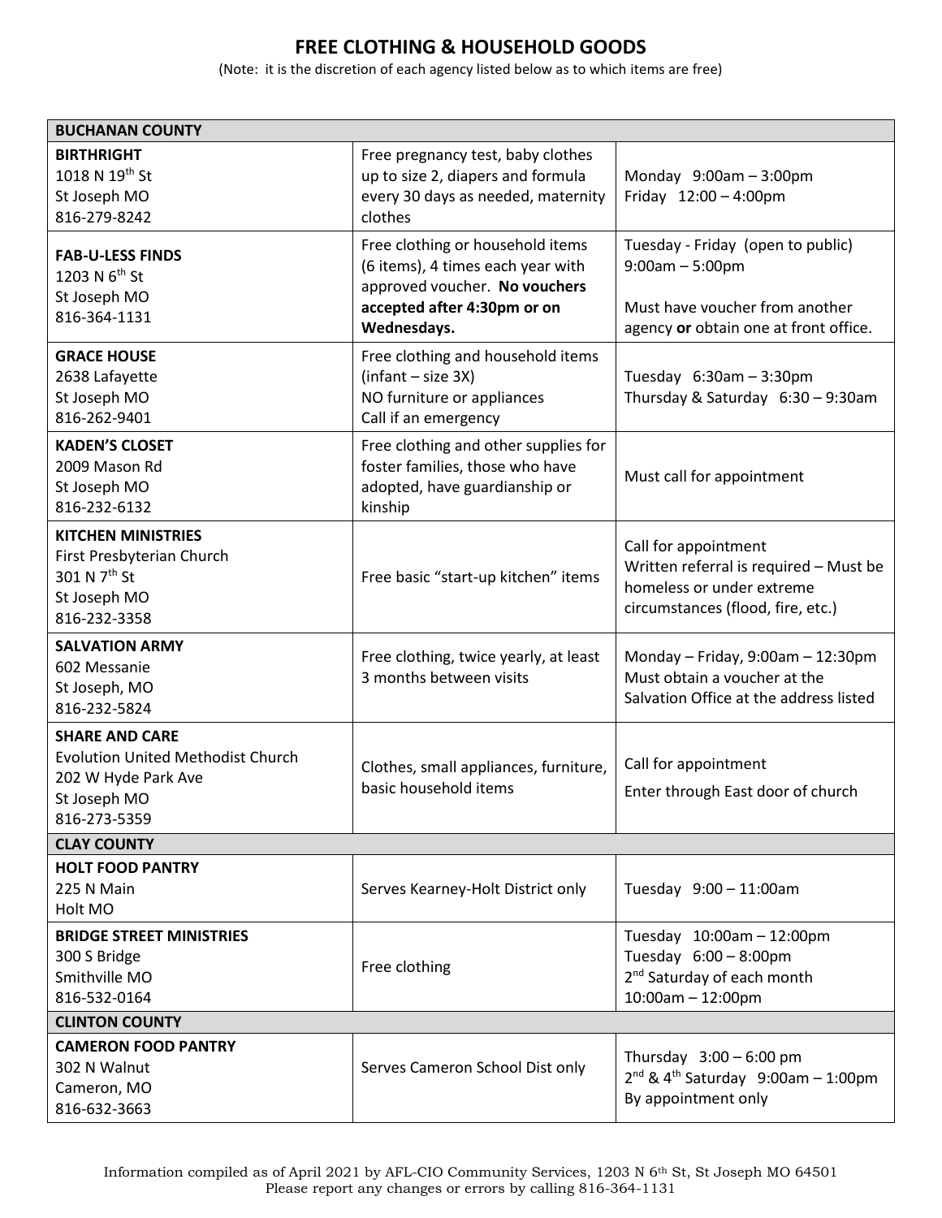# FREE CLOTHING & HOUSEHOLD GOODS

(Note: it is the discretion of each agency listed below as to which items are free)

| BUCHANAN COUNTY | | |
|---|---|---|
| **BIRTHRIGHT**<br>1018 N 19th St<br>St Joseph MO<br>816-279-8242 | Free pregnancy test, baby clothes up to size 2, diapers and formula every 30 days as needed, maternity clothes | Monday 9:00am – 3:00pm<br>Friday 12:00 – 4:00pm |
| **FAB-U-LESS FINDS**<br>1203 N 6th St<br>St Joseph MO<br>816-364-1131 | Free clothing or household items (6 items), 4 times each year with approved voucher. **No vouchers accepted after 4:30pm or on Wednesdays.** | Tuesday - Friday (open to public)<br>9:00am – 5:00pm<br><br>Must have voucher from another agency **or** obtain one at front office. |
| **GRACE HOUSE**<br>2638 Lafayette<br>St Joseph MO<br>816-262-9401 | Free clothing and household items (infant – size 3X)<br>NO furniture or appliances<br>Call if an emergency | Tuesday 6:30am – 3:30pm<br>Thursday & Saturday 6:30 – 9:30am |
| **KADEN'S CLOSET**<br>2009 Mason Rd<br>St Joseph MO<br>816-232-6132 | Free clothing and other supplies for foster families, those who have adopted, have guardianship or kinship | Must call for appointment |
| **KITCHEN MINISTRIES**<br>First Presbyterian Church<br>301 N 7th St<br>St Joseph MO<br>816-232-3358 | Free basic "start-up kitchen" items | Call for appointment<br>Written referral is required – Must be homeless or under extreme circumstances (flood, fire, etc.) |
| **SALVATION ARMY**<br>602 Messanie<br>St Joseph, MO<br>816-232-5824 | Free clothing, twice yearly, at least 3 months between visits | Monday – Friday, 9:00am – 12:30pm<br>Must obtain a voucher at the Salvation Office at the address listed |
| **SHARE AND CARE**<br>Evolution United Methodist Church<br>202 W Hyde Park Ave<br>St Joseph MO<br>816-273-5359 | Clothes, small appliances, furniture, basic household items | Call for appointment<br>Enter through East door of church |
| **CLAY COUNTY** | | |
| **HOLT FOOD PANTRY**<br>225 N Main<br>Holt MO | Serves Kearney-Holt District only | Tuesday 9:00 – 11:00am |
| **BRIDGE STREET MINISTRIES**<br>300 S Bridge<br>Smithville MO<br>816-532-0164 | Free clothing | Tuesday 10:00am – 12:00pm<br>Tuesday 6:00 – 8:00pm<br>2nd Saturday of each month<br>10:00am – 12:00pm |
| **CLINTON COUNTY** | | |
| **CAMERON FOOD PANTRY**<br>302 N Walnut<br>Cameron, MO<br>816-632-3663 | Serves Cameron School Dist only | Thursday 3:00 – 6:00 pm<br>2nd & 4th Saturday 9:00am – 1:00pm<br>By appointment only |

Information compiled as of April 2021 by AFL-CIO Community Services, 1203 N 6th St, St Joseph MO 64501
Please report any changes or errors by calling 816-364-1131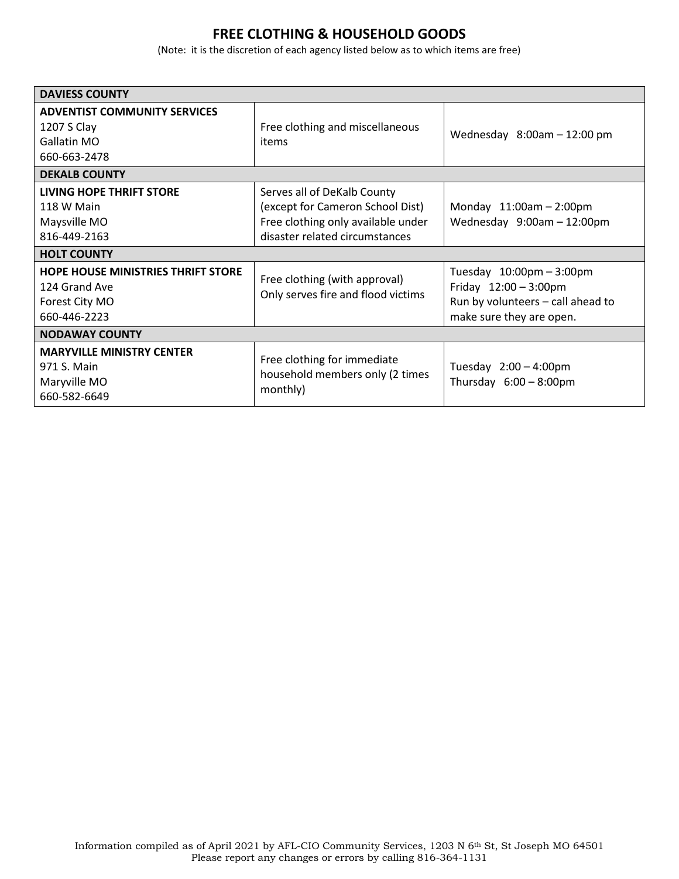# FREE CLOTHING & HOUSEHOLD GOODS

(Note: it is the discretion of each agency listed below as to which items are free)

| | | |
|---|---|---|
| **DAVIESS COUNTY** | | |
| **ADVENTIST COMMUNITY SERVICES**<br>1207 S Clay<br>Gallatin MO<br>660-663-2478 | Free clothing and miscellaneous items | Wednesday 8:00am – 12:00 pm |
| **DEKALB COUNTY** | | |
| **LIVING HOPE THRIFT STORE**<br>118 W Main<br>Maysville MO<br>816-449-2163 | Serves all of DeKalb County (except for Cameron School Dist)<br>Free clothing only available under disaster related circumstances | Monday 11:00am – 2:00pm<br>Wednesday 9:00am – 12:00pm |
| **HOLT COUNTY** | | |
| **HOPE HOUSE MINISTRIES THRIFT STORE**<br>124 Grand Ave<br>Forest City MO<br>660-446-2223 | Free clothing (with approval)<br>Only serves fire and flood victims | Tuesday 10:00pm – 3:00pm<br>Friday 12:00 – 3:00pm<br>Run by volunteers – call ahead to make sure they are open. |
| **NODAWAY COUNTY** | | |
| **MARYVILLE MINISTRY CENTER**<br>971 S. Main<br>Maryville MO<br>660-582-6649 | Free clothing for immediate household members only (2 times monthly) | Tuesday 2:00 – 4:00pm<br>Thursday 6:00 – 8:00pm |

Information compiled as of April 2021 by AFL-CIO Community Services, 1203 N 6th St, St Joseph MO 64501
Please report any changes or errors by calling 816-364-1131